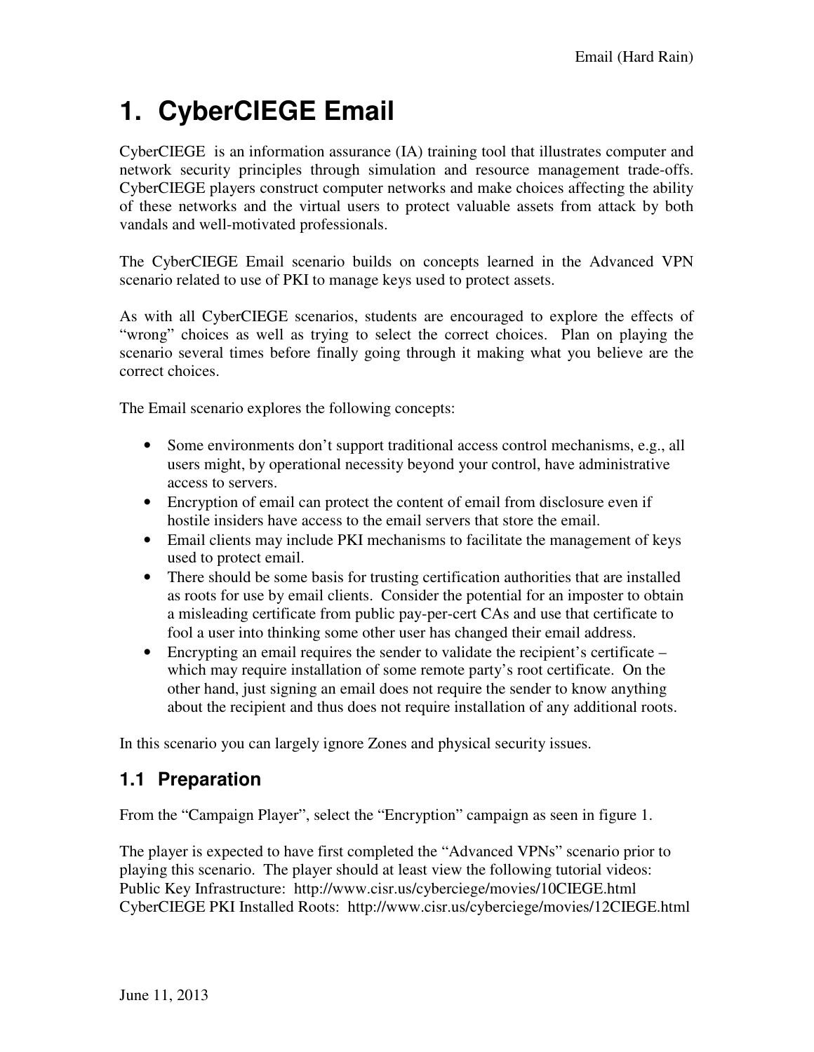# 1. CyberCIEGE Email

CyberCIEGE is an information assurance (IA) training tool that illustrates computer and network security principles through simulation and resource management trade-offs. CyberCIEGE players construct computer networks and make choices affecting the ability of these networks and the virtual users to protect valuable assets from attack by both vandals and well-motivated professionals.

The CyberCIEGE Email scenario builds on concepts learned in the Advanced VPN scenario related to use of PKI to manage keys used to protect assets.

As with all CyberCIEGE scenarios, students are encouraged to explore the effects of "wrong" choices as well as trying to select the correct choices. Plan on playing the scenario several times before finally going through it making what you believe are the correct choices.

The Email scenario explores the following concepts:

- Some environments don't support traditional access control mechanisms, e.g., all users might, by operational necessity beyond your control, have administrative access to servers.
- Encryption of email can protect the content of email from disclosure even if hostile insiders have access to the email servers that store the email.
- Email clients may include PKI mechanisms to facilitate the management of keys used to protect email.
- There should be some basis for trusting certification authorities that are installed as roots for use by email clients. Consider the potential for an imposter to obtain a misleading certificate from public pay-per-cert CAs and use that certificate to fool a user into thinking some other user has changed their email address.
- Encrypting an email requires the sender to validate the recipient's certificate – which may require installation of some remote party's root certificate. On the other hand, just signing an email does not require the sender to know anything about the recipient and thus does not require installation of any additional roots.

In this scenario you can largely ignore Zones and physical security issues.

## 1.1 Preparation

From the "Campaign Player", select the "Encryption" campaign as seen in figure 1.

The player is expected to have first completed the "Advanced VPNs" scenario prior to playing this scenario. The player should at least view the following tutorial videos:
Public Key Infrastructure: http://www.cisr.us/cyberciege/movies/10CIEGE.html
CyberCIEGE PKI Installed Roots: http://www.cisr.us/cyberciege/movies/12CIEGE.html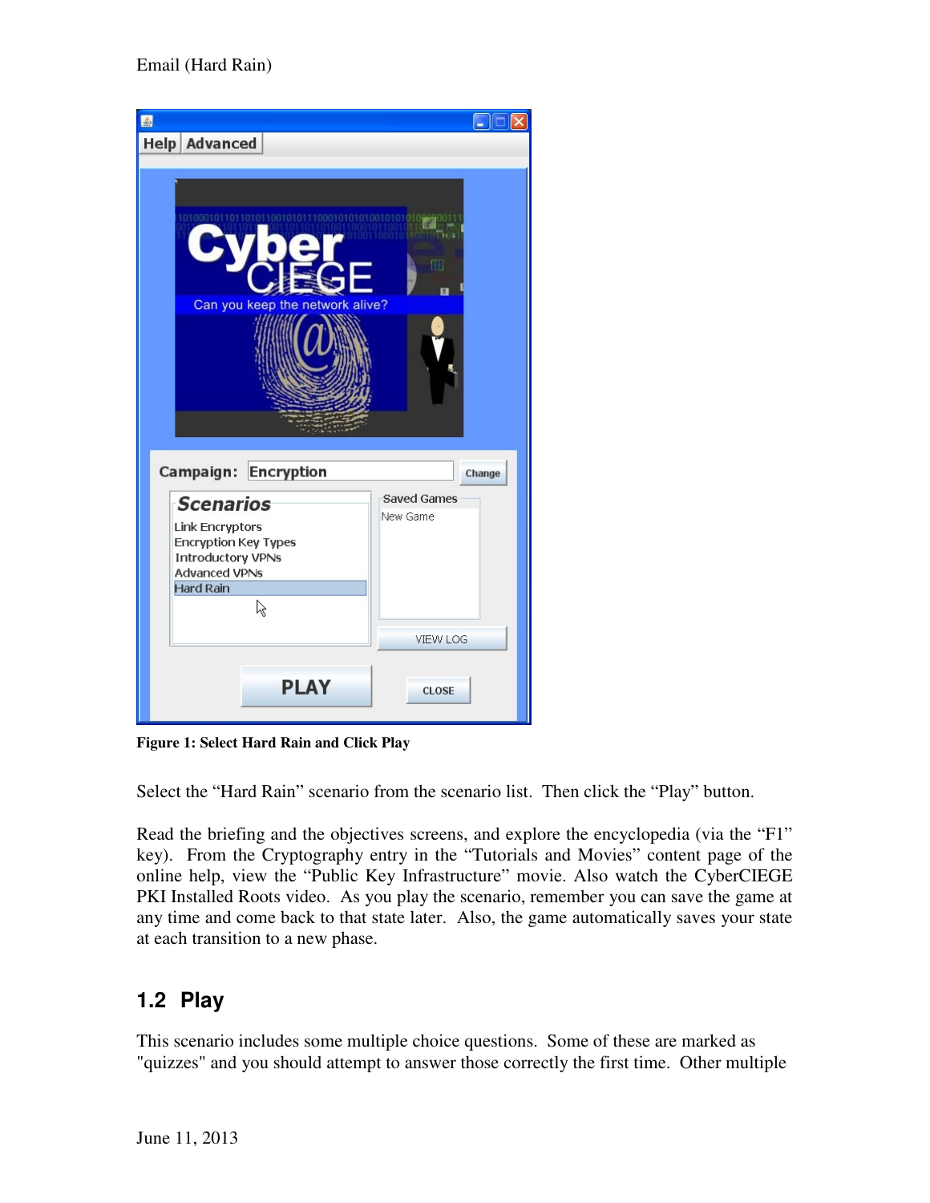**Figure 1: Select Hard Rain and Click Play**

Select the "Hard Rain" scenario from the scenario list. Then click the "Play" button.

Read the briefing and the objectives screens, and explore the encyclopedia (via the "F1" key). From the Cryptography entry in the "Tutorials and Movies" content page of the online help, view the "Public Key Infrastructure" movie. Also watch the CyberCIEGE PKI Installed Roots video. As you play the scenario, remember you can save the game at any time and come back to that state later. Also, the game automatically saves your state at each transition to a new phase.

## 1.2 Play

This scenario includes some multiple choice questions. Some of these are marked as "quizzes" and you should attempt to answer those correctly the first time. Other multiple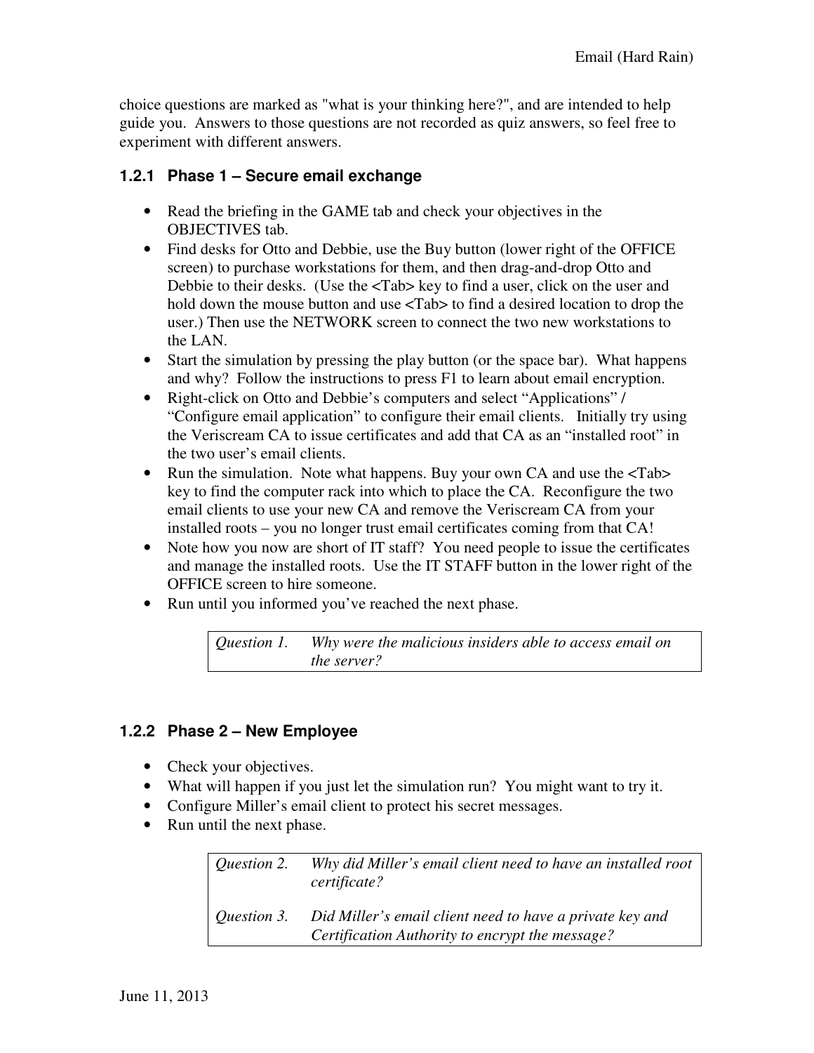choice questions are marked as "what is your thinking here?", and are intended to help guide you. Answers to those questions are not recorded as quiz answers, so feel free to experiment with different answers.

### 1.2.1 Phase 1 – Secure email exchange

- Read the briefing in the GAME tab and check your objectives in the OBJECTIVES tab.
- Find desks for Otto and Debbie, use the Buy button (lower right of the OFFICE screen) to purchase workstations for them, and then drag-and-drop Otto and Debbie to their desks. (Use the <Tab> key to find a user, click on the user and hold down the mouse button and use <Tab> to find a desired location to drop the user.) Then use the NETWORK screen to connect the two new workstations to the LAN.
- Start the simulation by pressing the play button (or the space bar). What happens and why? Follow the instructions to press F1 to learn about email encryption.
- Right-click on Otto and Debbie's computers and select "Applications" / "Configure email application" to configure their email clients. Initially try using the Veriscream CA to issue certificates and add that CA as an "installed root" in the two user's email clients.
- Run the simulation. Note what happens. Buy your own CA and use the <Tab> key to find the computer rack into which to place the CA. Reconfigure the two email clients to use your new CA and remove the Veriscream CA from your installed roots – you no longer trust email certificates coming from that CA!
- Note how you now are short of IT staff? You need people to issue the certificates and manage the installed roots. Use the IT STAFF button in the lower right of the OFFICE screen to hire someone.
- Run until you informed you've reached the next phase.

| | |
|---|---|
| *Question 1.* | *Why were the malicious insiders able to access email on the server?* |

### 1.2.2 Phase 2 – New Employee

- Check your objectives.
- What will happen if you just let the simulation run? You might want to try it.
- Configure Miller's email client to protect his secret messages.
- Run until the next phase.

| | |
|---|---|
| *Question 2.* | *Why did Miller's email client need to have an installed root certificate?* |
| *Question 3.* | *Did Miller's email client need to have a private key and Certification Authority to encrypt the message?* |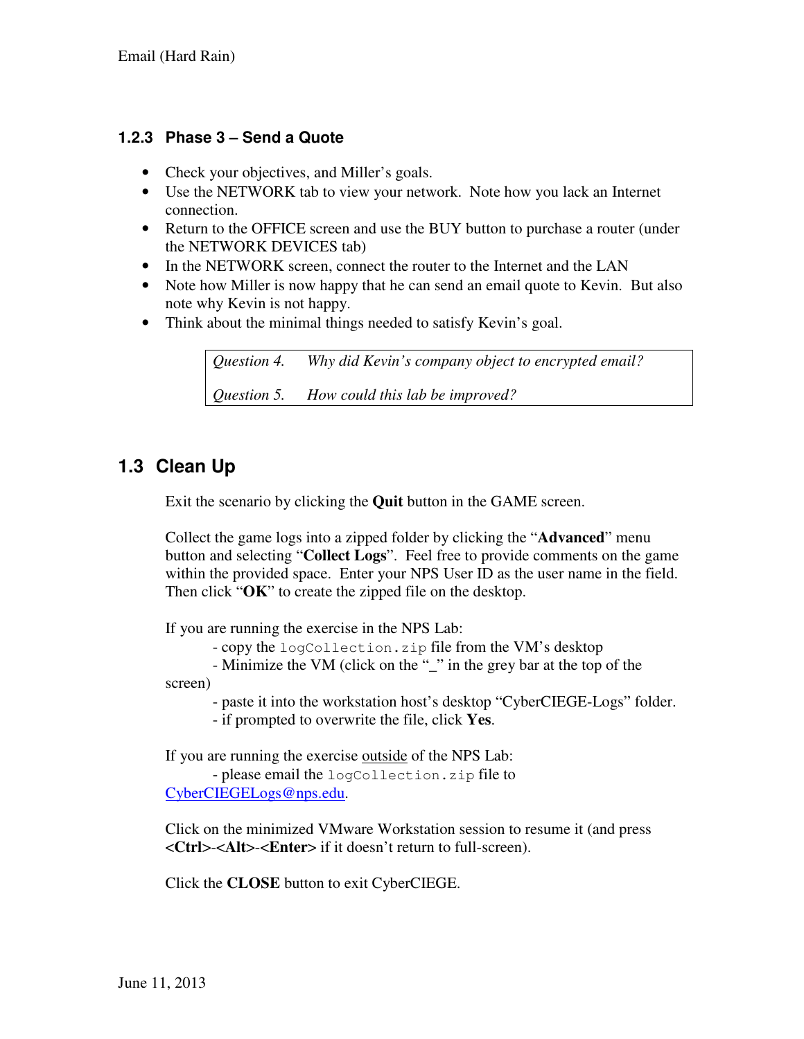### 1.2.3 Phase 3 – Send a Quote

- Check your objectives, and Miller's goals.
- Use the NETWORK tab to view your network. Note how you lack an Internet connection.
- Return to the OFFICE screen and use the BUY button to purchase a router (under the NETWORK DEVICES tab)
- In the NETWORK screen, connect the router to the Internet and the LAN
- Note how Miller is now happy that he can send an email quote to Kevin. But also note why Kevin is not happy.
- Think about the minimal things needed to satisfy Kevin's goal.

> *Question 4.* *Why did Kevin's company object to encrypted email?*
>
> *Question 5.* *How could this lab be improved?*

## 1.3 Clean Up

Exit the scenario by clicking the **Quit** button in the GAME screen.

Collect the game logs into a zipped folder by clicking the "**Advanced**" menu button and selecting "**Collect Logs**". Feel free to provide comments on the game within the provided space. Enter your NPS User ID as the user name in the field. Then click "**OK**" to create the zipped file on the desktop.

If you are running the exercise in the NPS Lab:
- copy the `logCollection.zip` file from the VM's desktop
- Minimize the VM (click on the "_" in the grey bar at the top of the screen)
- paste it into the workstation host's desktop "CyberCIEGE-Logs" folder.
- if prompted to overwrite the file, click **Yes**.

If you are running the exercise <u>outside</u> of the NPS Lab:
- please email the `logCollection.zip` file to CyberCIEGELogs@nps.edu.

Click on the minimized VMware Workstation session to resume it (and press **<Ctrl>**-**<Alt>**-**<Enter>** if it doesn't return to full-screen).

Click the **CLOSE** button to exit CyberCIEGE.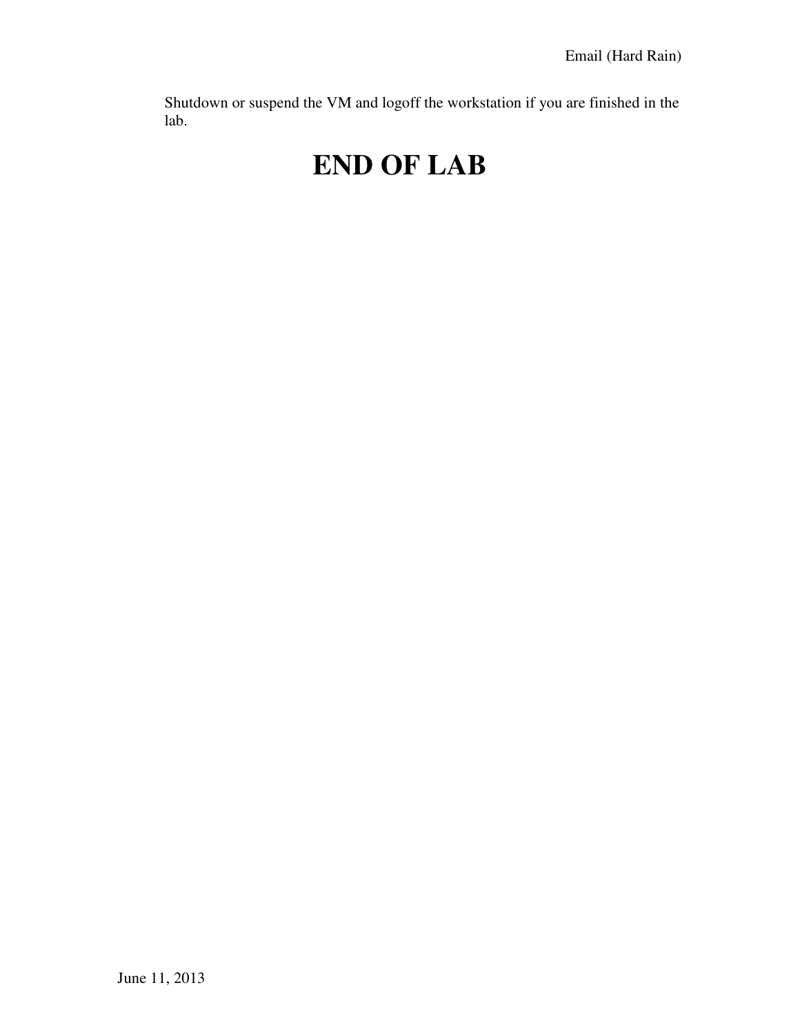Shutdown or suspend the VM and logoff the workstation if you are finished in the lab.

# END OF LAB